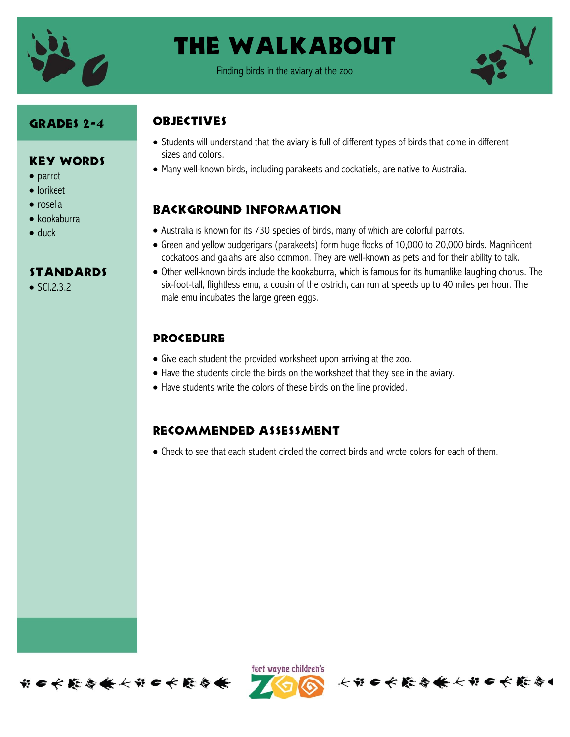# THE WALKABOUT

Finding birds in the aviary at the zoo

## GRADES 2-4

## KEY WORDS

- parrot
- lorikeet
- rosella
- kookaburra
- duck

## STANDARDS

- SCI.2.3.2

## OBJECTIVES

- Students will understand that the aviary is full of different types of birds that come in different sizes and colors.
- Many well-known birds, including parakeets and cockatiels, are native to Australia.

## BACKGROUND INFORMATION

- Australia is known for its 730 species of birds, many of which are colorful parrots.
- Green and yellow budgerigars (parakeets) form huge flocks of 10,000 to 20,000 birds. Magnificent cockatoos and galahs are also common. They are well-known as pets and for their ability to talk.
- Other well-known birds include the kookaburra, which is famous for its humanlike laughing chorus. The six-foot-tall, flightless emu, a cousin of the ostrich, can run at speeds up to 40 miles per hour. The male emu incubates the large green eggs.

## PROCEDURE

- Give each student the provided worksheet upon arriving at the zoo.
- Have the students circle the birds on the worksheet that they see in the aviary.
- Have students write the colors of these birds on the line provided.

## RECOMMENDED ASSESSMENT

- Check to see that each student circled the correct birds and wrote colors for each of them.

fort wayne children's ZOO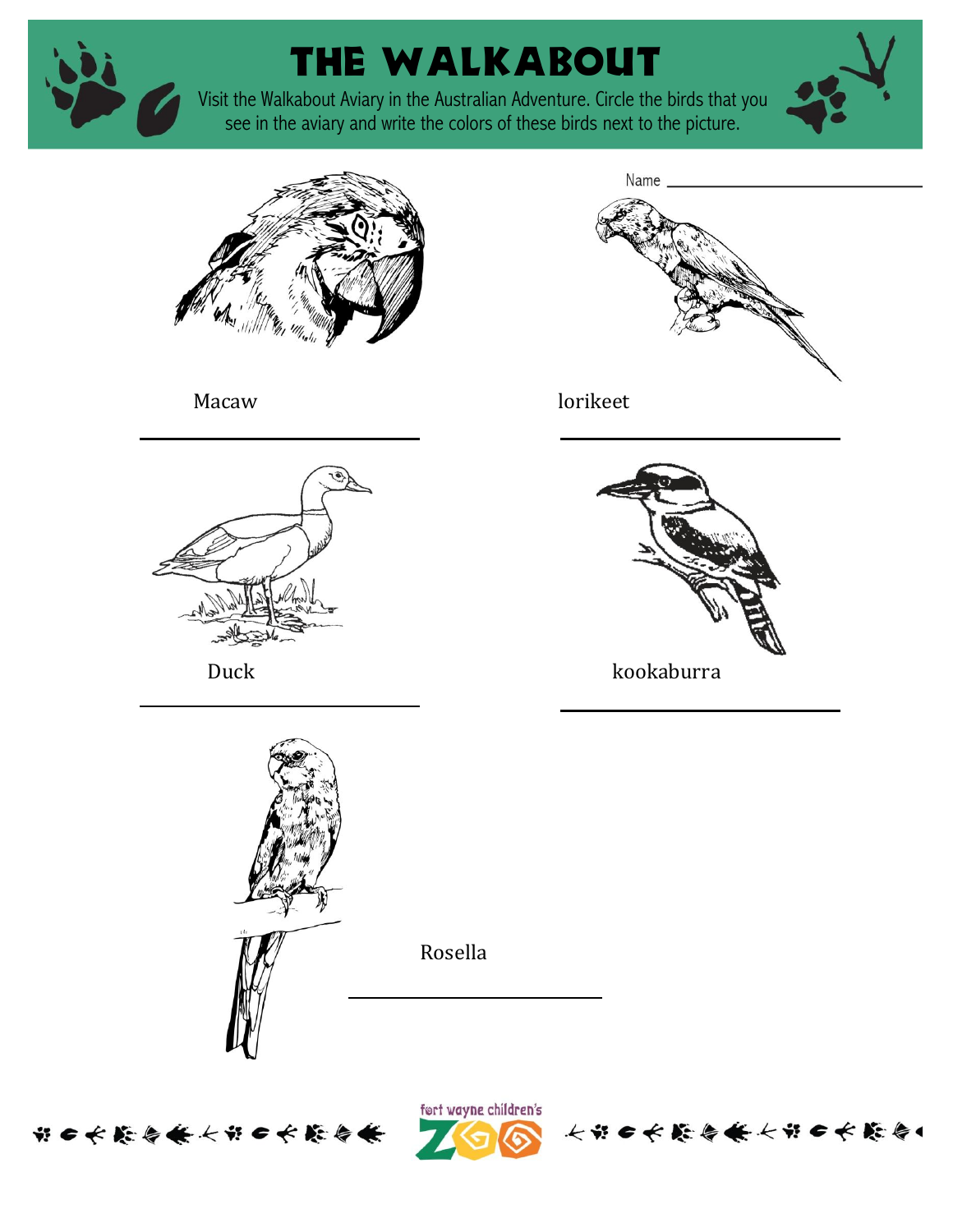# THE WALKABOUT

Visit the Walkabout Aviary in the Australian Adventure. Circle the birds that you see in the aviary and write the colors of these birds next to the picture.

Name ______________________________

Macaw

______________________________

lorikeet

______________________________

Duck

______________________________

kookaburra

______________________________

Rosella

______________________________

fort wayne children's ZOO